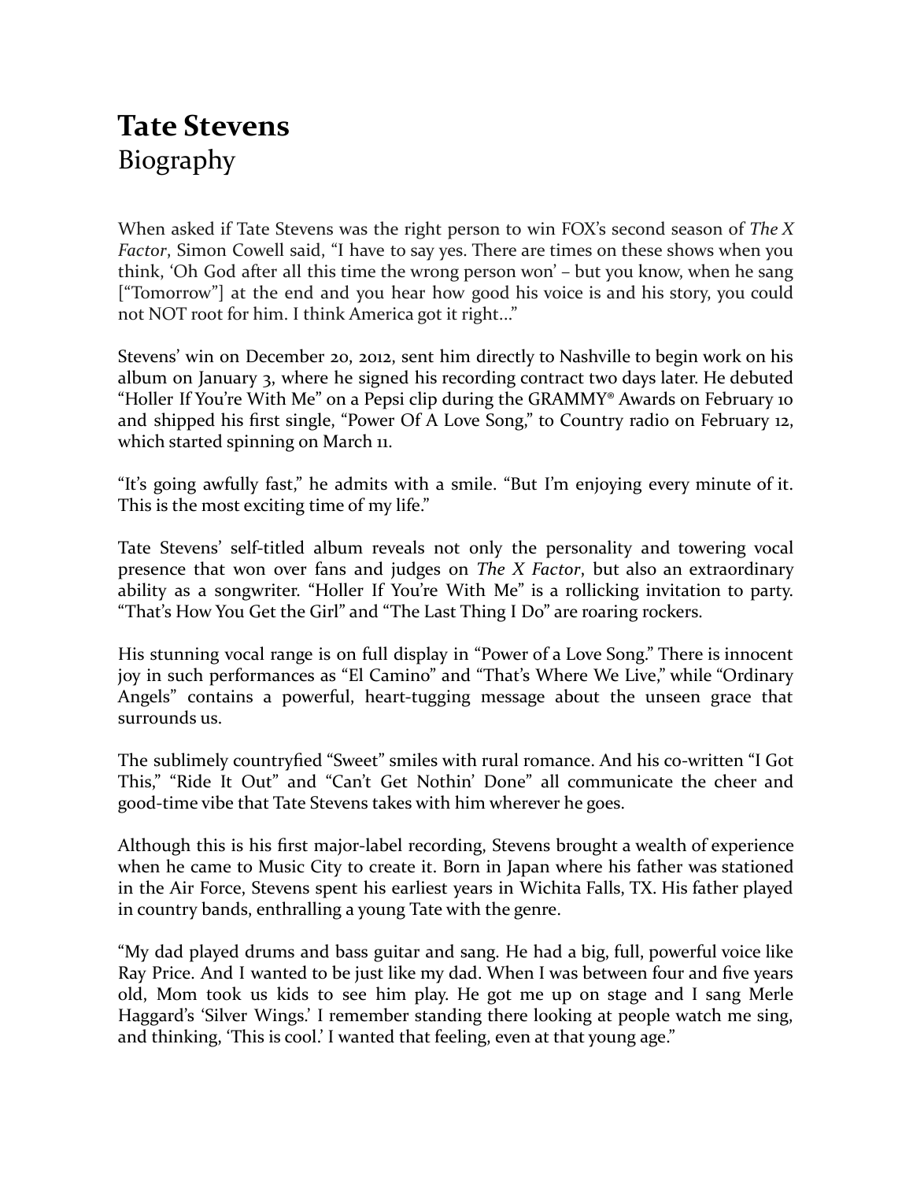# Tate Stevens

## Biography

When asked if Tate Stevens was the right person to win FOX's second season of *The X Factor*, Simon Cowell said, "I have to say yes. There are times on these shows when you think, 'Oh God after all this time the wrong person won' – but you know, when he sang ["Tomorrow"] at the end and you hear how good his voice is and his story, you could not NOT root for him. I think America got it right..."

Stevens' win on December 20, 2012, sent him directly to Nashville to begin work on his album on January 3, where he signed his recording contract two days later. He debuted "Holler If You're With Me" on a Pepsi clip during the GRAMMY® Awards on February 10 and shipped his first single, "Power Of A Love Song," to Country radio on February 12, which started spinning on March 11.

"It's going awfully fast," he admits with a smile. "But I'm enjoying every minute of it. This is the most exciting time of my life."

Tate Stevens' self-titled album reveals not only the personality and towering vocal presence that won over fans and judges on *The X Factor*, but also an extraordinary ability as a songwriter. "Holler If You're With Me" is a rollicking invitation to party. "That's How You Get the Girl" and "The Last Thing I Do" are roaring rockers.

His stunning vocal range is on full display in "Power of a Love Song." There is innocent joy in such performances as "El Camino" and "That's Where We Live," while "Ordinary Angels" contains a powerful, heart-tugging message about the unseen grace that surrounds us.

The sublimely countryfied "Sweet" smiles with rural romance. And his co-written "I Got This," "Ride It Out" and "Can't Get Nothin' Done" all communicate the cheer and good-time vibe that Tate Stevens takes with him wherever he goes.

Although this is his first major-label recording, Stevens brought a wealth of experience when he came to Music City to create it. Born in Japan where his father was stationed in the Air Force, Stevens spent his earliest years in Wichita Falls, TX. His father played in country bands, enthralling a young Tate with the genre.

"My dad played drums and bass guitar and sang. He had a big, full, powerful voice like Ray Price. And I wanted to be just like my dad. When I was between four and five years old, Mom took us kids to see him play. He got me up on stage and I sang Merle Haggard's 'Silver Wings.' I remember standing there looking at people watch me sing, and thinking, 'This is cool.' I wanted that feeling, even at that young age."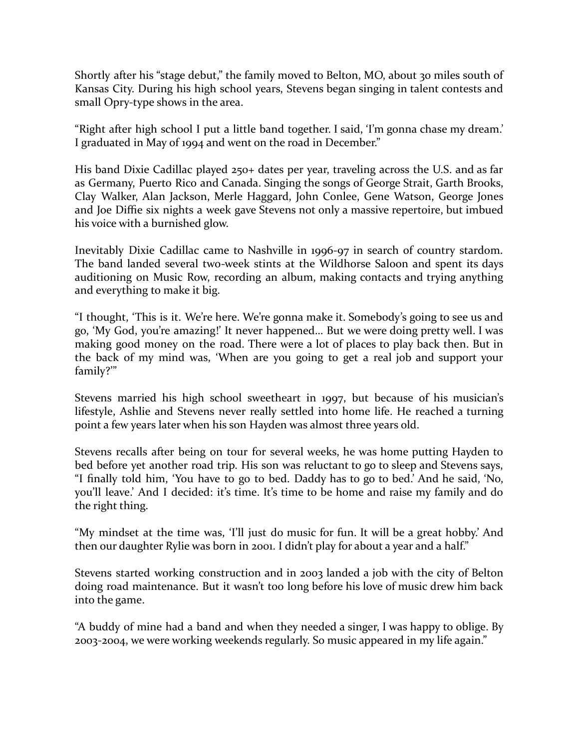Shortly after his "stage debut," the family moved to Belton, MO, about 30 miles south of Kansas City. During his high school years, Stevens began singing in talent contests and small Opry-type shows in the area.

"Right after high school I put a little band together. I said, 'I'm gonna chase my dream.' I graduated in May of 1994 and went on the road in December."

His band Dixie Cadillac played 250+ dates per year, traveling across the U.S. and as far as Germany, Puerto Rico and Canada. Singing the songs of George Strait, Garth Brooks, Clay Walker, Alan Jackson, Merle Haggard, John Conlee, Gene Watson, George Jones and Joe Diffie six nights a week gave Stevens not only a massive repertoire, but imbued his voice with a burnished glow.

Inevitably Dixie Cadillac came to Nashville in 1996-97 in search of country stardom. The band landed several two-week stints at the Wildhorse Saloon and spent its days auditioning on Music Row, recording an album, making contacts and trying anything and everything to make it big.

"I thought, 'This is it. We're here. We're gonna make it. Somebody's going to see us and go, 'My God, you're amazing!' It never happened… But we were doing pretty well. I was making good money on the road. There were a lot of places to play back then. But in the back of my mind was, 'When are you going to get a real job and support your family?'"

Stevens married his high school sweetheart in 1997, but because of his musician's lifestyle, Ashlie and Stevens never really settled into home life. He reached a turning point a few years later when his son Hayden was almost three years old.

Stevens recalls after being on tour for several weeks, he was home putting Hayden to bed before yet another road trip. His son was reluctant to go to sleep and Stevens says, "I finally told him, 'You have to go to bed. Daddy has to go to bed.' And he said, 'No, you'll leave.' And I decided: it's time. It's time to be home and raise my family and do the right thing.

"My mindset at the time was, 'I'll just do music for fun. It will be a great hobby.' And then our daughter Rylie was born in 2001. I didn't play for about a year and a half."

Stevens started working construction and in 2003 landed a job with the city of Belton doing road maintenance. But it wasn't too long before his love of music drew him back into the game.

"A buddy of mine had a band and when they needed a singer, I was happy to oblige. By 2003-2004, we were working weekends regularly. So music appeared in my life again."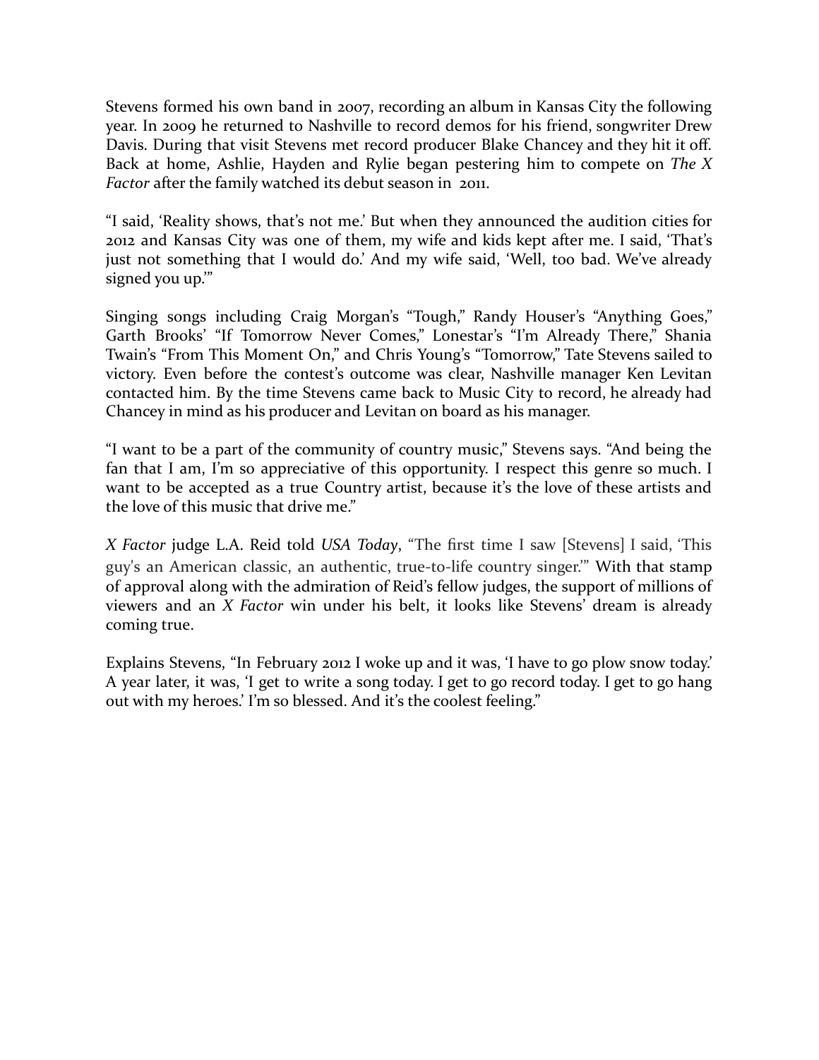Stevens formed his own band in 2007, recording an album in Kansas City the following year. In 2009 he returned to Nashville to record demos for his friend, songwriter Drew Davis. During that visit Stevens met record producer Blake Chancey and they hit it off. Back at home, Ashlie, Hayden and Rylie began pestering him to compete on *The X Factor* after the family watched its debut season in 2011.

"I said, 'Reality shows, that's not me.' But when they announced the audition cities for 2012 and Kansas City was one of them, my wife and kids kept after me. I said, 'That's just not something that I would do.' And my wife said, 'Well, too bad. We've already signed you up.'"

Singing songs including Craig Morgan's "Tough," Randy Houser's "Anything Goes," Garth Brooks' "If Tomorrow Never Comes," Lonestar's "I'm Already There," Shania Twain's "From This Moment On," and Chris Young's "Tomorrow," Tate Stevens sailed to victory. Even before the contest's outcome was clear, Nashville manager Ken Levitan contacted him. By the time Stevens came back to Music City to record, he already had Chancey in mind as his producer and Levitan on board as his manager.

"I want to be a part of the community of country music," Stevens says. "And being the fan that I am, I'm so appreciative of this opportunity. I respect this genre so much. I want to be accepted as a true Country artist, because it's the love of these artists and the love of this music that drive me."

*X Factor* judge L.A. Reid told *USA Today*, "The first time I saw [Stevens] I said, 'This guy's an American classic, an authentic, true-to-life country singer.'" With that stamp of approval along with the admiration of Reid's fellow judges, the support of millions of viewers and an *X Factor* win under his belt, it looks like Stevens' dream is already coming true.

Explains Stevens, "In February 2012 I woke up and it was, 'I have to go plow snow today.' A year later, it was, 'I get to write a song today. I get to go record today. I get to go hang out with my heroes.' I'm so blessed. And it's the coolest feeling."